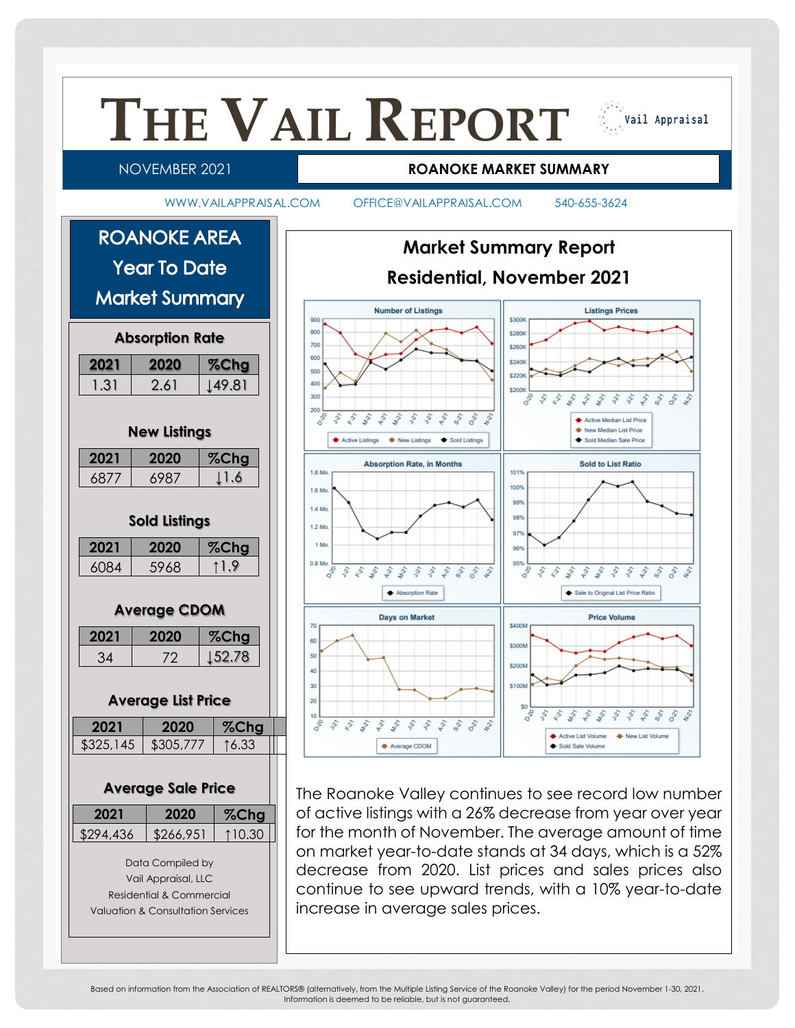# THE VAIL REPORT

Vail Appraisal

NOVEMBER 2021 | **ROANOKE MARKET SUMMARY**

WWW.VAILAPPRAISAL.COM OFFICE@VAILAPPRAISAL.COM 540-655-3624

## ROANOKE AREA Year To Date Market Summary

### Absorption Rate

| 2021 | 2020 | %Chg |
|---|---|---|
| 1.31 | 2.61 | ↓49.81 |

### New Listings

| 2021 | 2020 | %Chg |
|---|---|---|
| 6877 | 6987 | ↓1.6 |

### Sold Listings

| 2021 | 2020 | %Chg |
|---|---|---|
| 6084 | 5968 | ↑1.9 |

### Average CDOM

| 2021 | 2020 | %Chg |
|---|---|---|
| 34 | 72 | ↓52.78 |

### Average List Price

| 2021 | 2020 | %Chg |
|---|---|---|
| $325,145 | $305,777 | ↑6.33 |

### Average Sale Price

| 2021 | 2020 | %Chg |
|---|---|---|
| $294,436 | $266,951 | ↑10.30 |

Data Compiled by
Vail Appraisal, LLC
Residential & Commercial
Valuation & Consultation Services

## Market Summary Report
## Residential, November 2021

The Roanoke Valley continues to see record low number of active listings with a 26% decrease from year over year for the month of November. The average amount of time on market year-to-date stands at 34 days, which is a 52% decrease from 2020. List prices and sales prices also continue to see upward trends, with a 10% year-to-date increase in average sales prices.

Based on information from the Association of REALTORS® (alternatively, from the Multiple Listing Service of the Roanoke Valley) for the period November 1-30, 2021.
Information is deemed to be reliable, but is not guaranteed.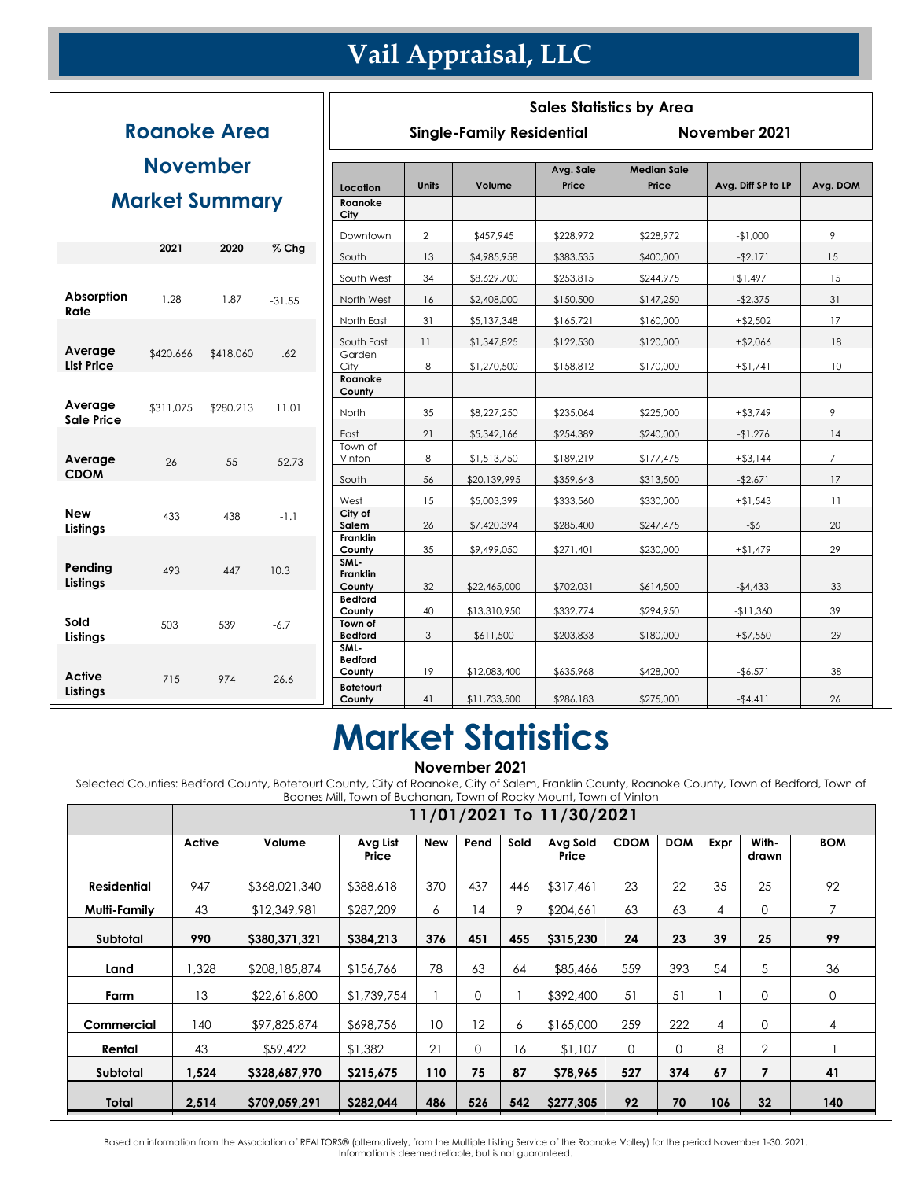# Vail Appraisal, LLC

## Roanoke Area November Market Summary

| | 2021 | 2020 | % Chg |
|---|---|---|---|
| Absorption Rate | 1.28 | 1.87 | -31.55 |
| Average List Price | $420.666 | $418,060 | .62 |
| Average Sale Price | $311,075 | $280,213 | 11.01 |
| Average CDOM | 26 | 55 | -52.73 |
| New Listings | 433 | 438 | -1.1 |
| Pending Listings | 493 | 447 | 10.3 |
| Sold Listings | 503 | 539 | -6.7 |
| Active Listings | 715 | 974 | -26.6 |

## Sales Statistics by Area

**Single-Family Residential** — **November 2021**

| Location | Units | Volume | Avg. Sale Price | Median Sale Price | Avg. Diff SP to LP | Avg. DOM |
|---|---|---|---|---|---|---|
| **Roanoke City** | | | | | | |
| Downtown | 2 | $457,945 | $228,972 | $228,972 | -$1,000 | 9 |
| South | 13 | $4,985,958 | $383,535 | $400,000 | -$2,171 | 15 |
| South West | 34 | $8,629,700 | $253,815 | $244,975 | +$1,497 | 15 |
| North West | 16 | $2,408,000 | $150,500 | $147,250 | -$2,375 | 31 |
| North East | 31 | $5,137,348 | $165,721 | $160,000 | +$2,502 | 17 |
| South East | 11 | $1,347,825 | $122,530 | $120,000 | +$2,066 | 18 |
| Garden City | 8 | $1,270,500 | $158,812 | $170,000 | +$1,741 | 10 |
| **Roanoke County** | | | | | | |
| North | 35 | $8,227,250 | $235,064 | $225,000 | +$3,749 | 9 |
| East | 21 | $5,342,166 | $254,389 | $240,000 | -$1,276 | 14 |
| Town of Vinton | 8 | $1,513,750 | $189,219 | $177,475 | +$3,144 | 7 |
| South | 56 | $20,139,995 | $359,643 | $313,500 | -$2,671 | 17 |
| West | 15 | $5,003,399 | $333,560 | $330,000 | +$1,543 | 11 |
| **City of Salem** | 26 | $7,420,394 | $285,400 | $247,475 | -$6 | 20 |
| **Franklin County** | 35 | $9,499,050 | $271,401 | $230,000 | +$1,479 | 29 |
| **SML-Franklin County** | 32 | $22,465,000 | $702,031 | $614,500 | -$4,433 | 33 |
| **Bedford County** | 40 | $13,310,950 | $332,774 | $294,950 | -$11,360 | 39 |
| **Town of Bedford** | 3 | $611,500 | $203,833 | $180,000 | +$7,550 | 29 |
| **SML-Bedford County** | 19 | $12,083,400 | $635,968 | $428,000 | -$6,571 | 38 |
| **Botetourt County** | 41 | $11,733,500 | $286,183 | $275,000 | -$4,411 | 26 |

# Market Statistics

**November 2021**

Selected Counties: Bedford County, Botetourt County, City of Roanoke, City of Salem, Franklin County, Roanoke County, Town of Bedford, Town of Boones Mill, Town of Buchanan, Town of Rocky Mount, Town of Vinton

| | 11/01/2021 To 11/30/2021 | | | | | | | | | | | |
|---|---|---|---|---|---|---|---|---|---|---|---|---|
| | Active | Volume | Avg List Price | New | Pend | Sold | Avg Sold Price | CDOM | DOM | Expr | With-drawn | BOM |
| **Residential** | 947 | $368,021,340 | $388,618 | 370 | 437 | 446 | $317,461 | 23 | 22 | 35 | 25 | 92 |
| **Multi-Family** | 43 | $12,349,981 | $287,209 | 6 | 14 | 9 | $204,661 | 63 | 63 | 4 | 0 | 7 |
| **Subtotal** | **990** | **$380,371,321** | **$384,213** | **376** | **451** | **455** | **$315,230** | **24** | **23** | **39** | **25** | **99** |
| **Land** | 1,328 | $208,185,874 | $156,766 | 78 | 63 | 64 | $85,466 | 559 | 393 | 54 | 5 | 36 |
| **Farm** | 13 | $22,616,800 | $1,739,754 | 1 | 0 | 1 | $392,400 | 51 | 51 | 1 | 0 | 0 |
| **Commercial** | 140 | $97,825,874 | $698,756 | 10 | 12 | 6 | $165,000 | 259 | 222 | 4 | 0 | 4 |
| **Rental** | 43 | $59,422 | $1,382 | 21 | 0 | 16 | $1,107 | 0 | 0 | 8 | 2 | 1 |
| **Subtotal** | **1,524** | **$328,687,970** | **$215,675** | **110** | **75** | **87** | **$78,965** | **527** | **374** | **67** | **7** | **41** |
| **Total** | **2,514** | **$709,059,291** | **$282,044** | **486** | **526** | **542** | **$277,305** | **92** | **70** | **106** | **32** | **140** |

Based on information from the Association of REALTORS® (alternatively, from the Multiple Listing Service of the Roanoke Valley) for the period November 1-30, 2021. Information is deemed reliable, but is not guaranteed.